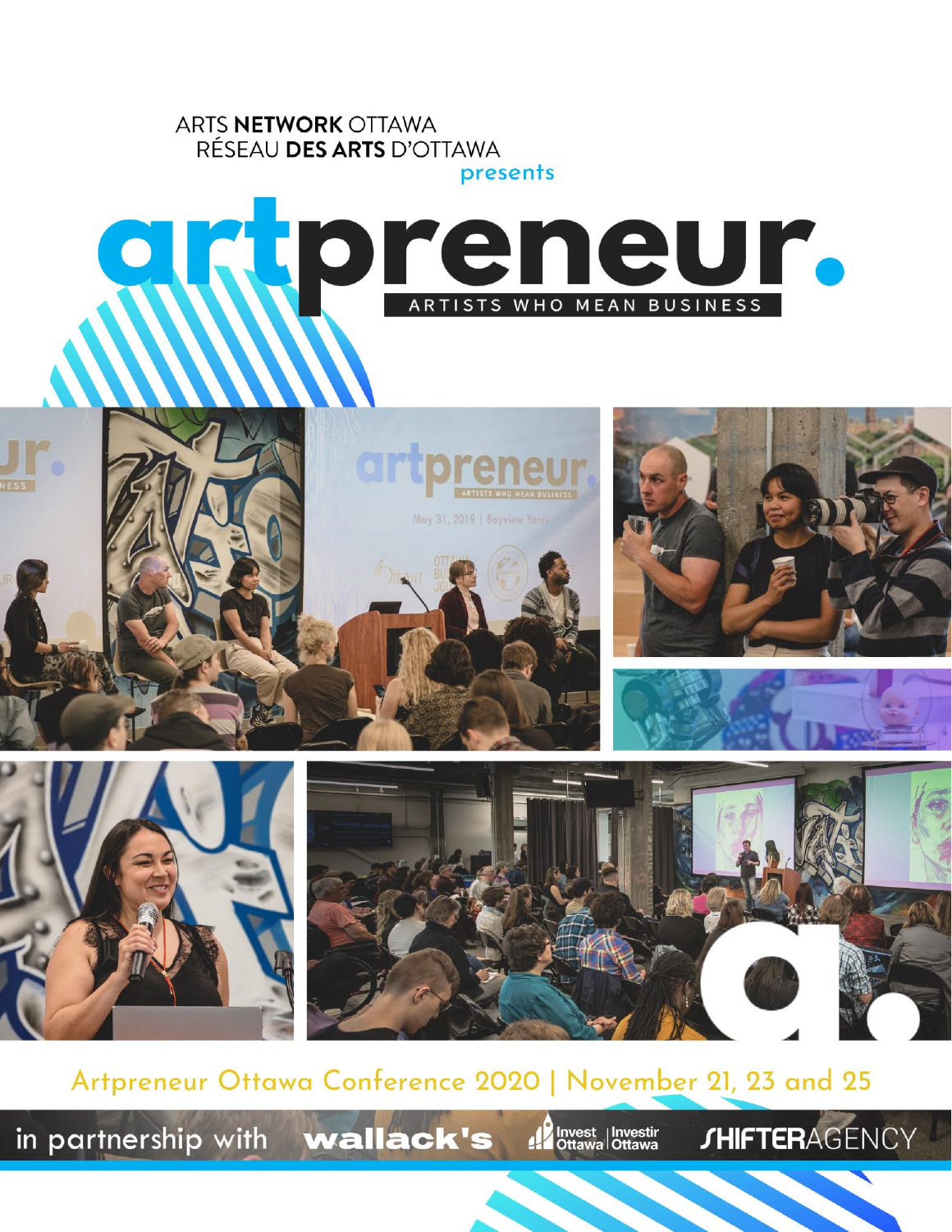ARTS **NETWORK** OTTAWA
RÉSEAU **DES ARTS** D'OTTAWA
presents

# artpreneur.

ARTISTS WHO MEAN BUSINESS

Artpreneur Ottawa Conference 2020 | November 21, 23 and 25

in partnership with wallack's Invest Ottawa | Investir Ottawa SHIFTERAGENCY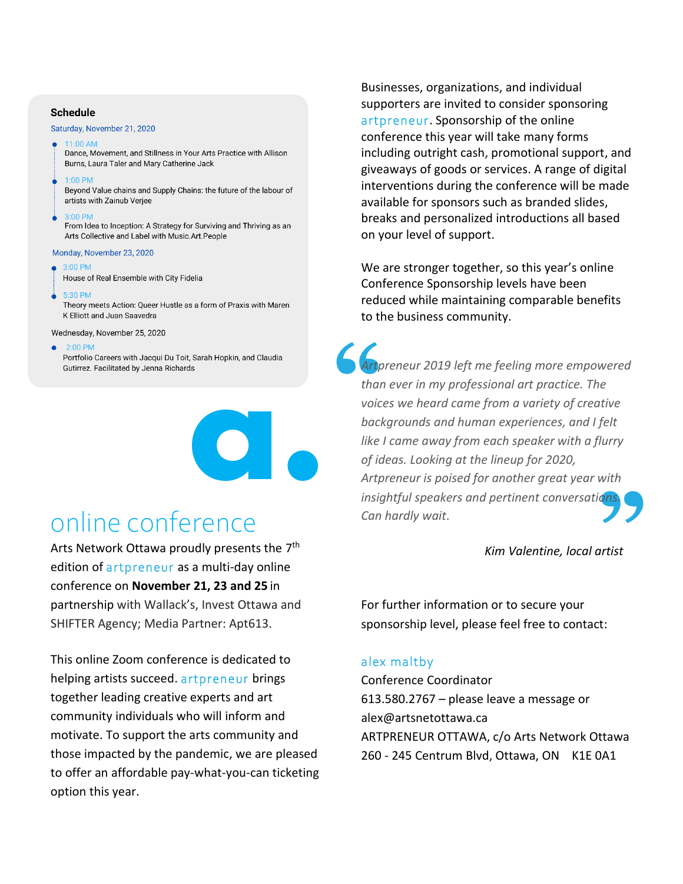## Schedule

Saturday, November 21, 2020

- 11:00 AM
  Dance, Movement, and Stillness in Your Arts Practice with Allison Burns, Laura Taler and Mary Catherine Jack
- 1:00 PM
  Beyond Value chains and Supply Chains: the future of the labour of artists with Zainub Verjee
- 3:00 PM
  From Idea to Inception: A Strategy for Surviving and Thriving as an Arts Collective and Label with Music.Art.People

Monday, November 23, 2020

- 3:00 PM
  House of Real Ensemble with City Fidelia
- 5:30 PM
  Theory meets Action: Queer Hustle as a form of Praxis with Maren K Elliott and Juan Saavedra

Wednesday, November 25, 2020

- 2:00 PM
  Portfolio Careers with Jacqui Du Toit, Sarah Hopkin, and Claudia Gutirrez. Facilitated by Jenna Richards

# online conference

Arts Network Ottawa proudly presents the 7th edition of artpreneur as a multi-day online conference on **November 21, 23 and 25** in partnership with Wallack's, Invest Ottawa and SHIFTER Agency; Media Partner: Apt613.

This online Zoom conference is dedicated to helping artists succeed. artpreneur brings together leading creative experts and art community individuals who will inform and motivate. To support the arts community and those impacted by the pandemic, we are pleased to offer an affordable pay-what-you-can ticketing option this year.

Businesses, organizations, and individual supporters are invited to consider sponsoring artpreneur. Sponsorship of the online conference this year will take many forms including outright cash, promotional support, and giveaways of goods or services. A range of digital interventions during the conference will be made available for sponsors such as branded slides, breaks and personalized introductions all based on your level of support.

We are stronger together, so this year's online Conference Sponsorship levels have been reduced while maintaining comparable benefits to the business community.

> *Artpreneur 2019 left me feeling more empowered than ever in my professional art practice. The voices we heard came from a variety of creative backgrounds and human experiences, and I felt like I came away from each speaker with a flurry of ideas. Looking at the lineup for 2020, Artpreneur is poised for another great year with insightful speakers and pertinent conversations. Can hardly wait.*
>
> *Kim Valentine, local artist*

For further information or to secure your sponsorship level, please feel free to contact:

alex maltby
Conference Coordinator
613.580.2767 – please leave a message or
alex@artsnetottawa.ca
ARTPRENEUR OTTAWA, c/o Arts Network Ottawa
260 - 245 Centrum Blvd, Ottawa, ON K1E 0A1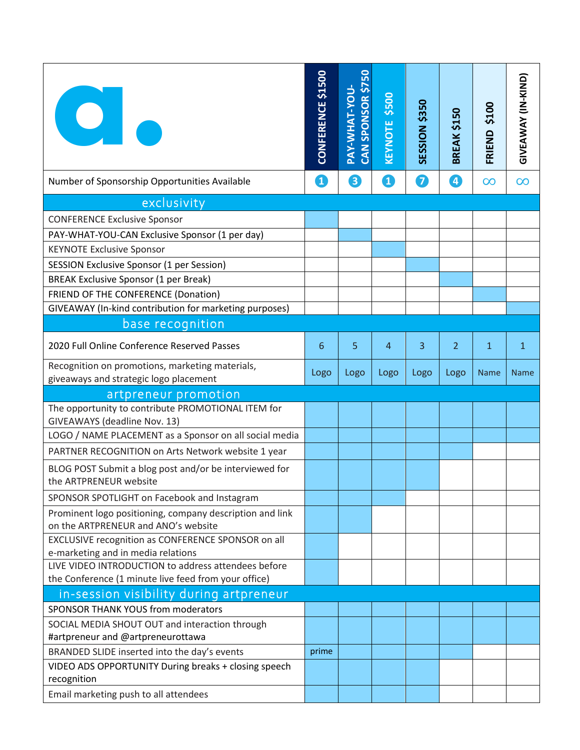| | CONFERENCE $1500 | PAY-WHAT-YOU-CAN SPONSOR $750 | KEYNOTE $500 | SESSION $350 | BREAK $150 | FRIEND $100 | GIVEAWAY (IN-KIND) |
|---|---|---|---|---|---|---|---|
| Number of Sponsorship Opportunities Available | 1 | 3 | 1 | 7 | 4 | ∞ | ∞ |
| **exclusivity** | | | | | | | |
| CONFERENCE Exclusive Sponsor | ✓ | | | | | | |
| PAY-WHAT-YOU-CAN Exclusive Sponsor (1 per day) | | ✓ | | | | | |
| KEYNOTE Exclusive Sponsor | | | ✓ | | | | |
| SESSION Exclusive Sponsor (1 per Session) | | | | ✓ | | | |
| BREAK Exclusive Sponsor (1 per Break) | | | | | ✓ | | |
| FRIEND OF THE CONFERENCE (Donation) | | | | | | ✓ | |
| GIVEAWAY (In-kind contribution for marketing purposes) | | | | | | | ✓ |
| **base recognition** | | | | | | | |
| 2020 Full Online Conference Reserved Passes | 6 | 5 | 4 | 3 | 2 | 1 | 1 |
| Recognition on promotions, marketing materials, giveaways and strategic logo placement | Logo | Logo | Logo | Logo | Logo | Name | Name |
| **artpreneur promotion** | | | | | | | |
| The opportunity to contribute PROMOTIONAL ITEM for GIVEAWAYS (deadline Nov. 13) | ✓ | ✓ | ✓ | ✓ | ✓ | ✓ | ✓ |
| LOGO / NAME PLACEMENT as a Sponsor on all social media | ✓ | ✓ | ✓ | ✓ | ✓ | ✓ | ✓ |
| PARTNER RECOGNITION on Arts Network website 1 year | ✓ | ✓ | ✓ | ✓ | ✓ | | |
| BLOG POST Submit a blog post and/or be interviewed for the ARTPRENEUR website | ✓ | ✓ | ✓ | ✓ | | | |
| SPONSOR SPOTLIGHT on Facebook and Instagram | ✓ | ✓ | ✓ | | | | |
| Prominent logo positioning, company description and link on the ARTPRENEUR and ANO's website | ✓ | ✓ | | | | | |
| EXCLUSIVE recognition as CONFERENCE SPONSOR on all e-marketing and in media relations | ✓ | | | | | | |
| LIVE VIDEO INTRODUCTION to address attendees before the Conference (1 minute live feed from your office) | ✓ | | | | | | |
| **in-session visibility during artpreneur** | | | | | | | |
| SPONSOR THANK YOUS from moderators | ✓ | ✓ | ✓ | ✓ | ✓ | ✓ | ✓ |
| SOCIAL MEDIA SHOUT OUT and interaction through #artpreneur and @artpreneurottawa | ✓ | ✓ | ✓ | ✓ | ✓ | ✓ | ✓ |
| BRANDED SLIDE inserted into the day's events | prime | ✓ | ✓ | ✓ | ✓ | | |
| VIDEO ADS OPPORTUNITY During breaks + closing speech recognition | ✓ | ✓ | ✓ | ✓ | | | |
| Email marketing push to all attendees | ✓ | ✓ | ✓ | ✓ | ✓ | | |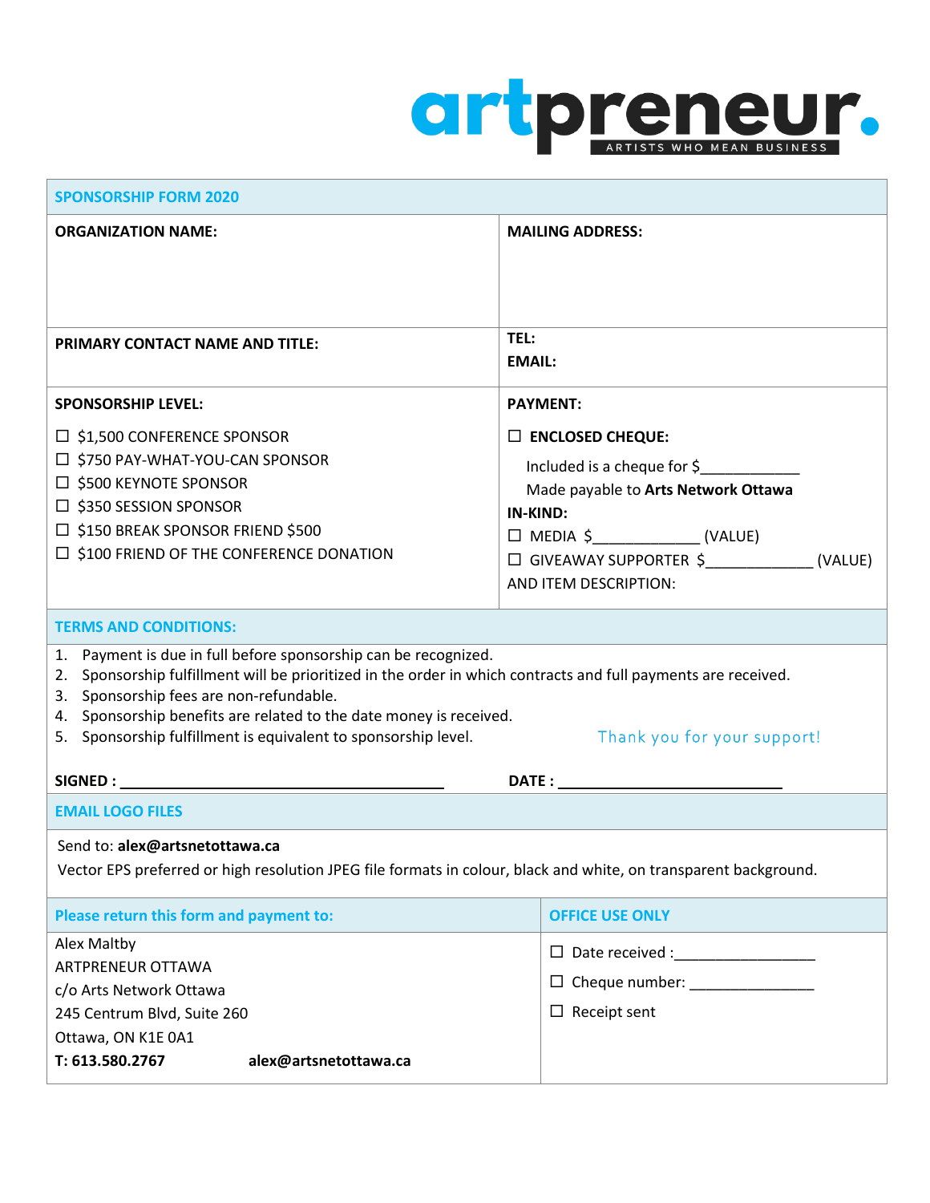# artpreneur.

ARTISTS WHO MEAN BUSINESS

## SPONSORSHIP FORM 2020

| ORGANIZATION NAME: | MAILING ADDRESS: |
|---|---|
| PRIMARY CONTACT NAME AND TITLE: | TEL:<br>EMAIL: |

**SPONSORSHIP LEVEL:**

- ☐ $1,500 CONFERENCE SPONSOR
- ☐ $750 PAY-WHAT-YOU-CAN SPONSOR
- ☐ $500 KEYNOTE SPONSOR
- ☐ $350 SESSION SPONSOR
- ☐ $150 BREAK SPONSOR FRIEND $500
- ☐ $100 FRIEND OF THE CONFERENCE DONATION

**PAYMENT:**

☐ **ENCLOSED CHEQUE:**

Included is a cheque for $____________

Made payable to **Arts Network Ottawa**

**IN-KIND:**

☐ MEDIA $_____________ (VALUE)

☐ GIVEAWAY SUPPORTER $_____________ (VALUE)

AND ITEM DESCRIPTION:

## TERMS AND CONDITIONS:

1. Payment is due in full before sponsorship can be recognized.
2. Sponsorship fulfillment will be prioritized in the order in which contracts and full payments are received.
3. Sponsorship fees are non-refundable.
4. Sponsorship benefits are related to the date money is received.
5. Sponsorship fulfillment is equivalent to sponsorship level.

Thank you for your support!

**SIGNED :** ________________________________________ **DATE :** ____________________________

## EMAIL LOGO FILES

Send to: **alex@artsnetottawa.ca**

Vector EPS preferred or high resolution JPEG file formats in colour, black and white, on transparent background.

## Please return this form and payment to:

Alex Maltby
ARTPRENEUR OTTAWA
c/o Arts Network Ottawa
245 Centrum Blvd, Suite 260
Ottawa, ON K1E 0A1
**T: 613.580.2767** **alex@artsnetottawa.ca**

## OFFICE USE ONLY

- ☐ Date received :_________________
- ☐ Cheque number: ________________
- ☐ Receipt sent